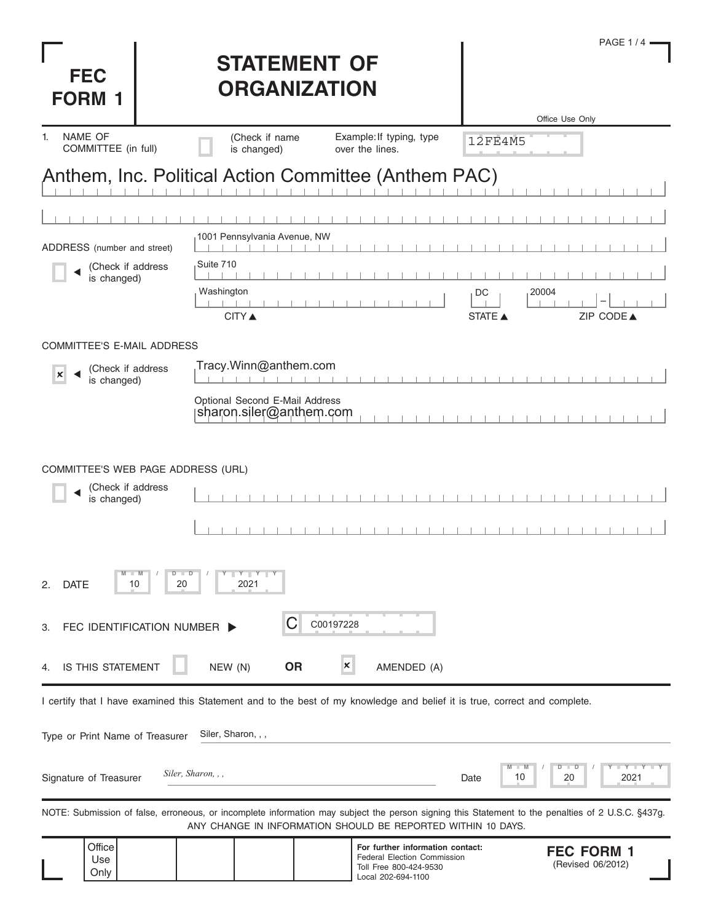# FEC FORM 1

# STATEMENT OF ORGANIZATION

Office Use Only

12FE4M5

1. NAME OF COMMITTEE (in full) ☐ (Check if name is changed) Example: If typing, type over the lines.

Anthem, Inc. Political Action Committee (Anthem PAC)

ADDRESS (number and street) ☐ (Check if address is changed)

1001 Pennsylvania Avenue, NW

Suite 710

| CITY | STATE | ZIP CODE |
|---|---|---|
| Washington | DC | 20004 |

COMMITTEE'S E-MAIL ADDRESS

☒ (Check if address is changed)

Tracy.Winn@anthem.com

Optional Second E-Mail Address

sharon.siler@anthem.com

COMMITTEE'S WEB PAGE ADDRESS (URL)

☐ (Check if address is changed)

2. DATE 10 / 20 / 2021

3. FEC IDENTIFICATION NUMBER ▶ C C00197228

4. IS THIS STATEMENT ☐ NEW (N) **OR** ☒ AMENDED (A)

I certify that I have examined this Statement and to the best of my knowledge and belief it is true, correct and complete.

Type or Print Name of Treasurer: Siler, Sharon, , ,

Signature of Treasurer: *Siler, Sharon, , ,* Date 10 / 20 / 2021

NOTE: Submission of false, erroneous, or incomplete information may subject the person signing this Statement to the penalties of 2 U.S.C. §437g.
ANY CHANGE IN INFORMATION SHOULD BE REPORTED WITHIN 10 DAYS.

Office Use Only

**For further information contact:**
Federal Election Commission
Toll Free 800-424-9530
Local 202-694-1100

**FEC FORM 1**
(Revised 06/2012)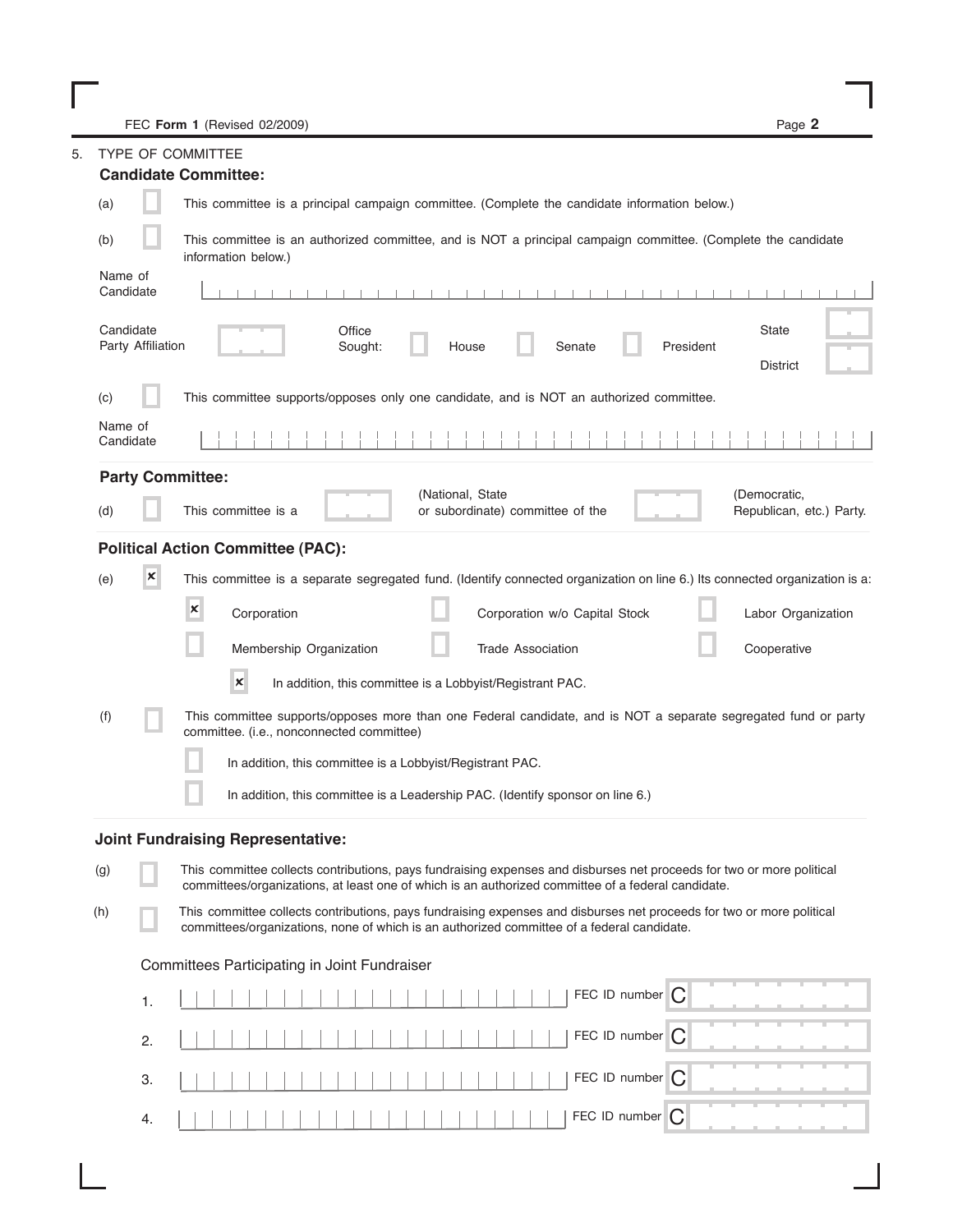FEC **Form 1** (Revised 02/2009)

5. TYPE OF COMMITTEE

**Candidate Committee:**

(a) [ ] This committee is a principal campaign committee. (Complete the candidate information below.)

(b) [ ] This committee is an authorized committee, and is NOT a principal campaign committee. (Complete the candidate information below.)

Name of Candidate

Candidate Party Affiliation

Office Sought: [ ] House [ ] Senate [ ] President

State

District

(c) [ ] This committee supports/opposes only one candidate, and is NOT an authorized committee.

Name of Candidate

**Party Committee:**

(d) [ ] This committee is a ______ (National, State or subordinate) committee of the ______ (Democratic, Republican, etc.) Party.

**Political Action Committee (PAC):**

(e) [x] This committee is a separate segregated fund. (Identify connected organization on line 6.) Its connected organization is a:

[x] Corporation [ ] Corporation w/o Capital Stock [ ] Labor Organization

[ ] Membership Organization [ ] Trade Association [ ] Cooperative

[x] In addition, this committee is a Lobbyist/Registrant PAC.

(f) [ ] This committee supports/opposes more than one Federal candidate, and is NOT a separate segregated fund or party committee. (i.e., nonconnected committee)

[ ] In addition, this committee is a Lobbyist/Registrant PAC.

[ ] In addition, this committee is a Leadership PAC. (Identify sponsor on line 6.)

**Joint Fundraising Representative:**

(g) [ ] This committee collects contributions, pays fundraising expenses and disburses net proceeds for two or more political committees/organizations, at least one of which is an authorized committee of a federal candidate.

(h) [ ] This committee collects contributions, pays fundraising expenses and disburses net proceeds for two or more political committees/organizations, none of which is an authorized committee of a federal candidate.

Committees Participating in Joint Fundraiser

1. FEC ID number C

2. FEC ID number C

3. FEC ID number C

4. FEC ID number C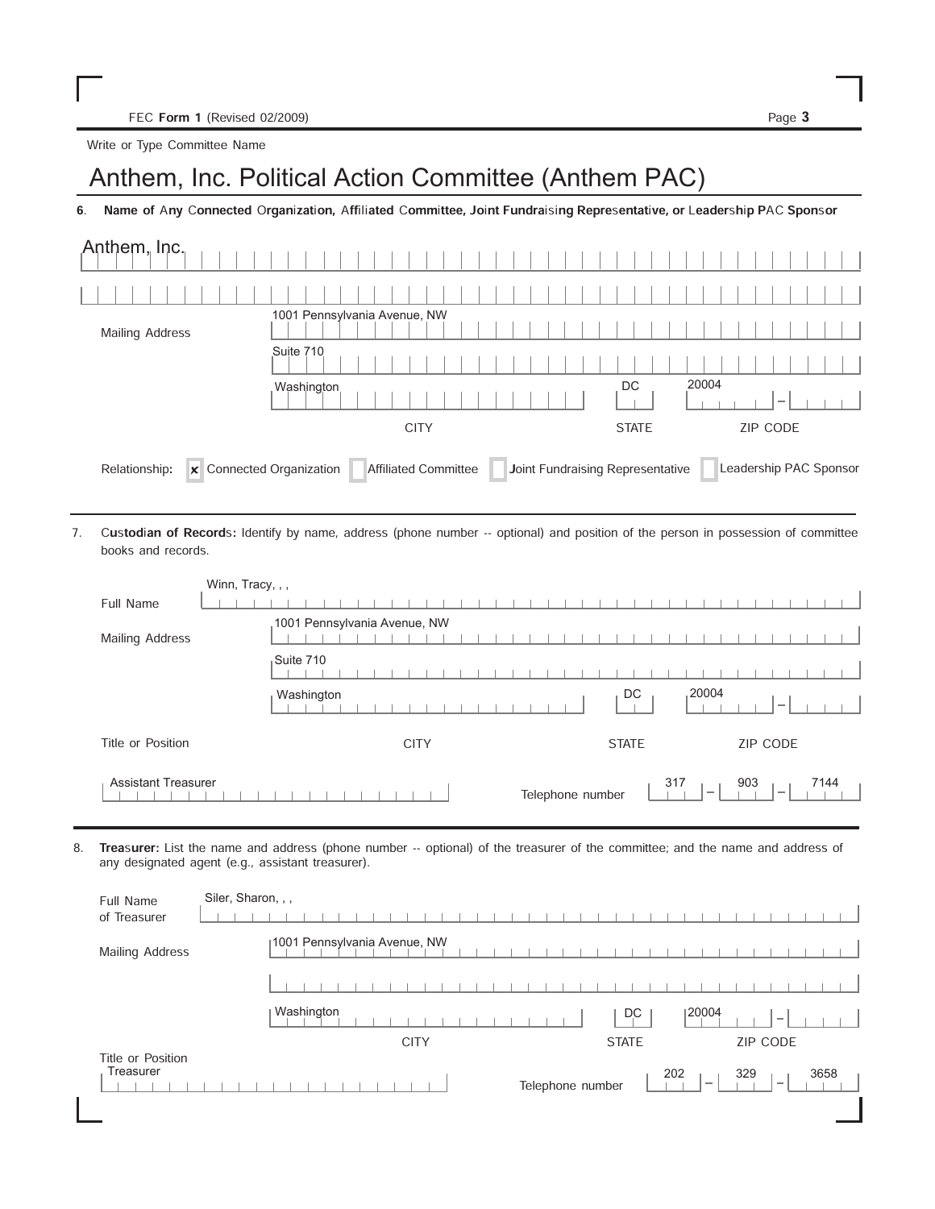FEC **Form 1** (Revised 02/2009)

Write or Type Committee Name

# Anthem, Inc. Political Action Committee (Anthem PAC)

**6. Name of Any Connected Organization, Affiliated Committee, Joint Fundraising Representative, or Leadership PAC Sponsor**

Anthem, Inc.

Mailing Address: 1001 Pennsylvania Avenue, NW
Suite 710

| CITY | STATE | ZIP CODE |
|---|---|---|
| Washington | DC | 20004 |

Relationship: [x] Connected Organization [ ] Affiliated Committee [ ] Joint Fundraising Representative [ ] Leadership PAC Sponsor

---

7. **Custodian of Records:** Identify by name, address (phone number -- optional) and position of the person in possession of committee books and records.

Full Name: Winn, Tracy, , ,

Mailing Address: 1001 Pennsylvania Avenue, NW
Suite 710

| CITY | STATE | ZIP CODE |
|---|---|---|
| Washington | DC | 20004 |

Title or Position: Assistant Treasurer

Telephone number: 317 – 903 – 7144

---

8. **Treasurer:** List the name and address (phone number -- optional) of the treasurer of the committee; and the name and address of any designated agent (e.g., assistant treasurer).

Full Name of Treasurer: Siler, Sharon, , ,

Mailing Address: 1001 Pennsylvania Avenue, NW

| CITY | STATE | ZIP CODE |
|---|---|---|
| Washington | DC | 20004 |

Title or Position: Treasurer

Telephone number: 202 – 329 – 3658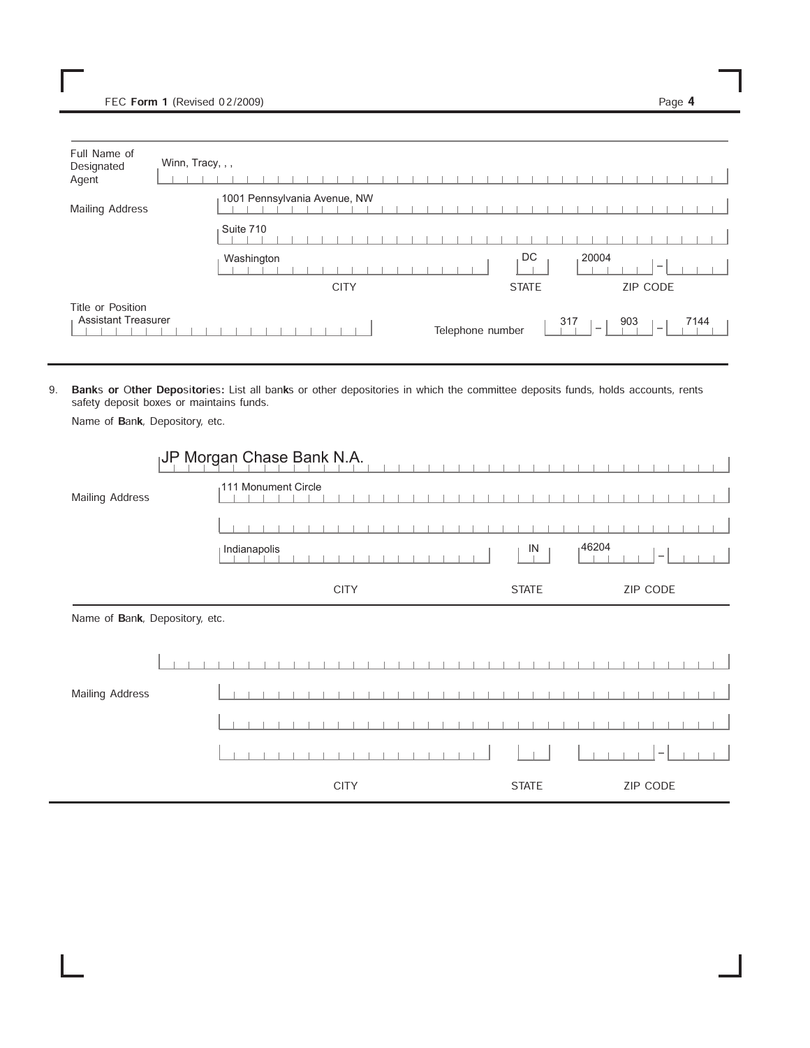Full Name of Designated Agent: Winn, Tracy, , ,

Mailing Address: 1001 Pennsylvania Avenue, NW

Suite 710

| CITY | STATE | ZIP CODE |
|---|---|---|
| Washington | DC | 20004 - |

Title or Position: Assistant Treasurer

Telephone number: 317 - 903 - 7144

9. **Banks or Other Depositories:** List all banks or other depositories in which the committee deposits funds, holds accounts, rents safety deposit boxes or maintains funds.

Name of **Bank**, Depository, etc.

JP Morgan Chase Bank N.A.

Mailing Address: 111 Monument Circle

| CITY | STATE | ZIP CODE |
|---|---|---|
| Indianapolis | IN | 46204 - |

Name of **Bank**, Depository, etc.

Mailing Address

| CITY | STATE | ZIP CODE |
|---|---|---|
| | | - |